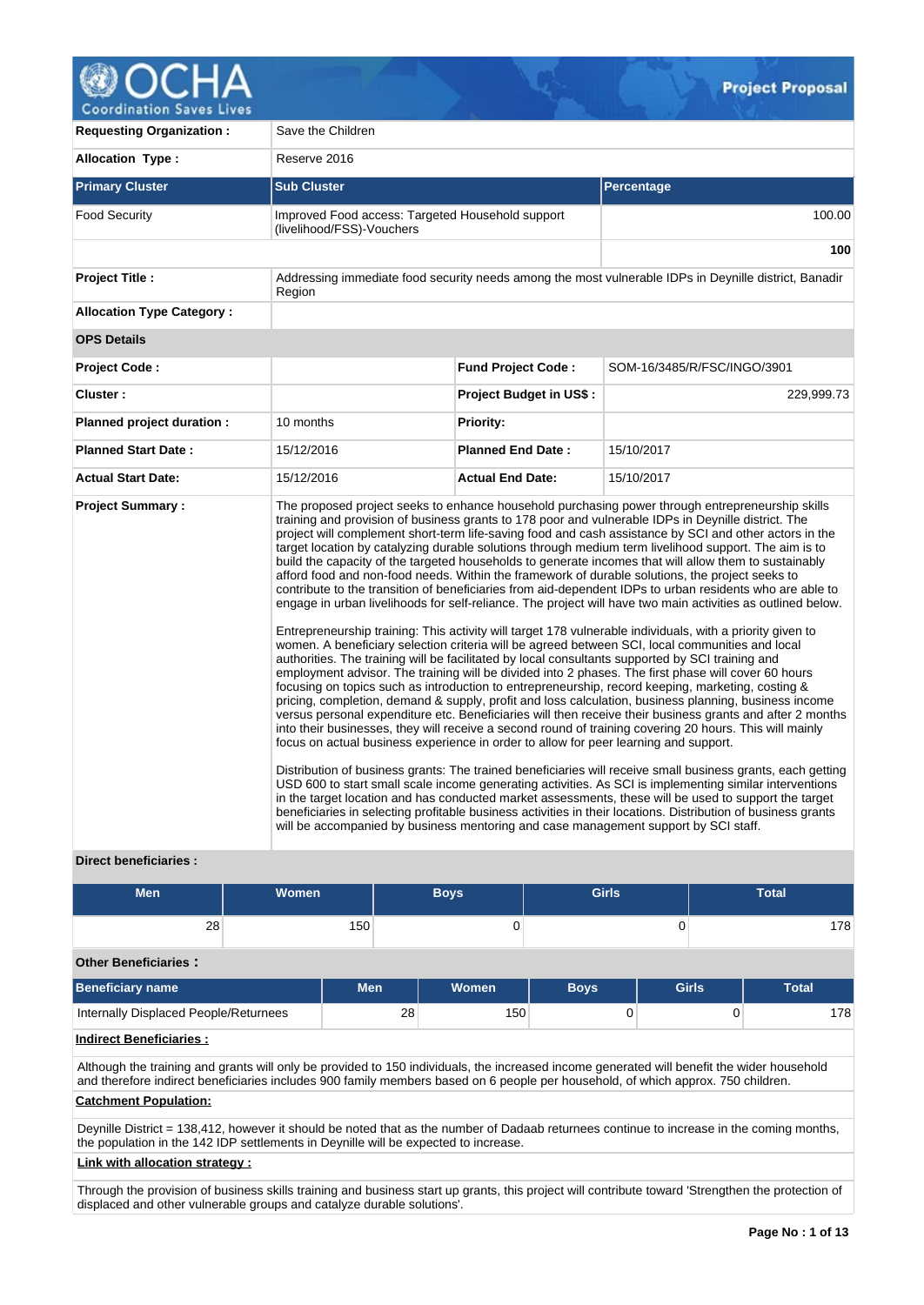# Project Proposal

| | |
|---|---|
| **Requesting Organization :** | Save the Children |
| **Allocation Type :** | Reserve 2016 |

| **Primary Cluster** | **Sub Cluster** | **Percentage** |
|---|---|---|
| Food Security | Improved Food access: Targeted Household support (livelihood/FSS)-Vouchers | 100.00 |
| | | **100** |

| | |
|---|---|
| **Project Title :** | Addressing immediate food security needs among the most vulnerable IDPs in Deynille district, Banadir Region |
| **Allocation Type Category :** | |

**OPS Details**

| | | | |
|---|---|---|---|
| **Project Code :** | | **Fund Project Code :** | SOM-16/3485/R/FSC/INGO/3901 |
| **Cluster :** | | **Project Budget in US$ :** | 229,999.73 |
| **Planned project duration :** | 10 months | **Priority:** | |
| **Planned Start Date :** | 15/12/2016 | **Planned End Date :** | 15/10/2017 |
| **Actual Start Date:** | 15/12/2016 | **Actual End Date:** | 15/10/2017 |

**Project Summary :**

The proposed project seeks to enhance household purchasing power through entrepreneurship skills training and provision of business grants to 178 poor and vulnerable IDPs in Deynille district. The project will complement short-term life-saving food and cash assistance by SCI and other actors in the target location by catalyzing durable solutions through medium term livelihood support. The aim is to build the capacity of the targeted households to generate incomes that will allow them to sustainably afford food and non-food needs. Within the framework of durable solutions, the project seeks to contribute to the transition of beneficiaries from aid-dependent IDPs to urban residents who are able to engage in urban livelihoods for self-reliance. The project will have two main activities as outlined below.

Entrepreneurship training: This activity will target 178 vulnerable individuals, with a priority given to women. A beneficiary selection criteria will be agreed between SCI, local communities and local authorities. The training will be facilitated by local consultants supported by SCI training and employment advisor. The training will be divided into 2 phases. The first phase will cover 60 hours focusing on topics such as introduction to entrepreneurship, record keeping, marketing, costing & pricing, completion, demand & supply, profit and loss calculation, business planning, business income versus personal expenditure etc. Beneficiaries will then receive their business grants and after 2 months into their businesses, they will receive a second round of training covering 20 hours. This will mainly focus on actual business experience in order to allow for peer learning and support.

Distribution of business grants: The trained beneficiaries will receive small business grants, each getting USD 600 to start small scale income generating activities. As SCI is implementing similar interventions in the target location and has conducted market assessments, these will be used to support the target beneficiaries in selecting profitable business activities in their locations. Distribution of business grants will be accompanied by business mentoring and case management support by SCI staff.

**Direct beneficiaries :**

| Men | Women | Boys | Girls | Total |
|---|---|---|---|---|
| 28 | 150 | 0 | 0 | 178 |

**Other Beneficiaries :**

| Beneficiary name | Men | Women | Boys | Girls | Total |
|---|---|---|---|---|---|
| Internally Displaced People/Returnees | 28 | 150 | 0 | 0 | 178 |

**Indirect Beneficiaries :**

Although the training and grants will only be provided to 150 individuals, the increased income generated will benefit the wider household and therefore indirect beneficiaries includes 900 family members based on 6 people per household, of which approx. 750 children.

**Catchment Population:**

Deynille District = 138,412, however it should be noted that as the number of Dadaab returnees continue to increase in the coming months, the population in the 142 IDP settlements in Deynille will be expected to increase.

**Link with allocation strategy :**

Through the provision of business skills training and business start up grants, this project will contribute toward 'Strengthen the protection of displaced and other vulnerable groups and catalyze durable solutions'.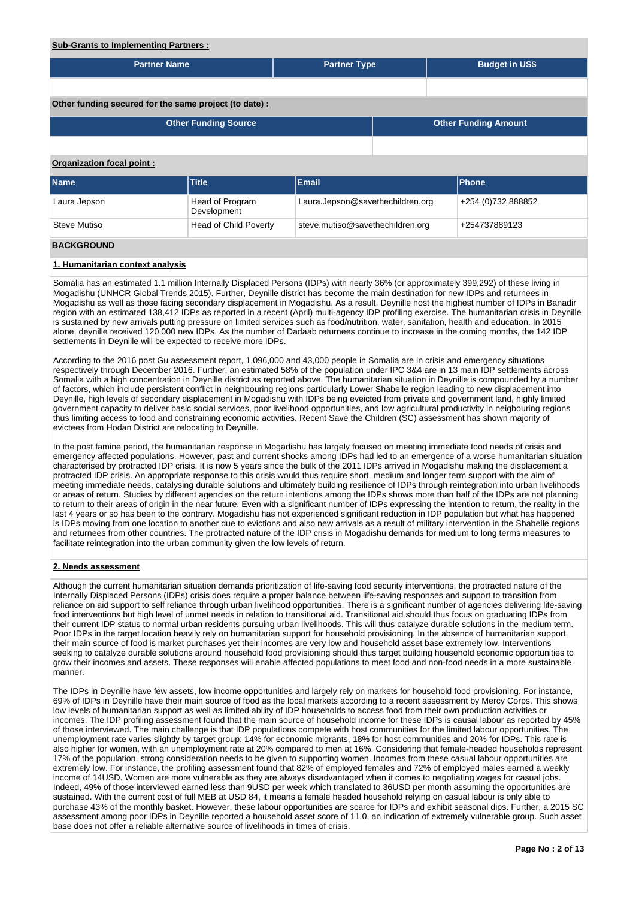**Sub-Grants to Implementing Partners :**

| Partner Name | Partner Type | Budget in US$ |
| --- | --- | --- |
| | | |

**Other funding secured for the same project (to date) :**

| Other Funding Source | Other Funding Amount |
| --- | --- |
| | |

**Organization focal point :**

| Name | Title | Email | Phone |
| --- | --- | --- | --- |
| Laura Jepson | Head of Program Development | Laura.Jepson@savethechildren.org | +254 (0)732 888852 |
| Steve Mutiso | Head of Child Poverty | steve.mutiso@savethechildren.org | +254737889123 |

## BACKGROUND

### 1. Humanitarian context analysis

Somalia has an estimated 1.1 million Internally Displaced Persons (IDPs) with nearly 36% (or approximately 399,292) of these living in Mogadishu (UNHCR Global Trends 2015). Further, Deynille district has become the main destination for new IDPs and returnees in Mogadishu as well as those facing secondary displacement in Mogadishu. As a result, Deynille host the highest number of IDPs in Banadir region with an estimated 138,412 IDPs as reported in a recent (April) multi-agency IDP profiling exercise. The humanitarian crisis in Deynille is sustained by new arrivals putting pressure on limited services such as food/nutrition, water, sanitation, health and education. In 2015 alone, deynille received 120,000 new IDPs. As the number of Dadaab returnees continue to increase in the coming months, the 142 IDP settlements in Deynille will be expected to receive more IDPs.

According to the 2016 post Gu assessment report, 1,096,000 and 43,000 people in Somalia are in crisis and emergency situations respectively through December 2016. Further, an estimated 58% of the population under IPC 3&4 are in 13 main IDP settlements across Somalia with a high concentration in Deynille district as reported above. The humanitarian situation in Deynille is compounded by a number of factors, which include persistent conflict in neighbouring regions particularly Lower Shabelle region leading to new displacement into Deynille, high levels of secondary displacement in Mogadishu with IDPs being eveicted from private and government land, highly limited government capacity to deliver basic social services, poor livelihood opportunities, and low agricultural productivity in neigbouring regions thus limiting access to food and constraining economic activities. Recent Save the Children (SC) assessment has shown majority of evictees from Hodan District are relocating to Deynille.

In the post famine period, the humanitarian response in Mogadishu has largely focused on meeting immediate food needs of crisis and emergency affected populations. However, past and current shocks among IDPs had led to an emergence of a worse humanitarian situation characterised by protracted IDP crisis. It is now 5 years since the bulk of the 2011 IDPs arrived in Mogadishu making the displacement a protracted IDP crisis. An appropriate response to this crisis would thus require short, medium and longer term support with the aim of meeting immediate needs, catalysing durable solutions and ultimately building resilience of IDPs through reintegration into urban livelihoods or areas of return. Studies by different agencies on the return intentions among the IDPs shows more than half of the IDPs are not planning to return to their areas of origin in the near future. Even with a significant number of IDPs expressing the intention to return, the reality in the last 4 years or so has been to the contrary. Mogadishu has not experienced significant reduction in IDP population but what has happened is IDPs moving from one location to another due to evictions and also new arrivals as a result of military intervention in the Shabelle regions and returnees from other countries. The protracted nature of the IDP crisis in Mogadishu demands for medium to long terms measures to facilitate reintegration into the urban community given the low levels of return.

### 2. Needs assessment

Although the current humanitarian situation demands prioritization of life-saving food security interventions, the protracted nature of the Internally Displaced Persons (IDPs) crisis does require a proper balance between life-saving responses and support to transition from reliance on aid support to self reliance through urban livelihood opportunities. There is a significant number of agencies delivering life-saving food interventions but high level of unmet needs in relation to transitional aid. Transitional aid should thus focus on graduating IDPs from their current IDP status to normal urban residents pursuing urban livelihoods. This will thus catalyze durable solutions in the medium term. Poor IDPs in the target location heavily rely on humanitarian support for household provisioning. In the absence of humanitarian support, their main source of food is market purchases yet their incomes are very low and household asset base extremely low. Interventions seeking to catalyze durable solutions around household food provisioning should thus target building household economic opportunities to grow their incomes and assets. These responses will enable affected populations to meet food and non-food needs in a more sustainable manner.

The IDPs in Deynille have few assets, low income opportunities and largely rely on markets for household food provisioning. For instance, 69% of IDPs in Deynille have their main source of food as the local markets according to a recent assessment by Mercy Corps. This shows low levels of humanitarian support as well as limited ability of IDP households to access food from their own production activities or incomes. The IDP profiling assessment found that the main source of household income for these IDPs is causal labour as reported by 45% of those interviewed. The main challenge is that IDP populations compete with host communities for the limited labour opportunities. The unemployment rate varies slightly by target group: 14% for economic migrants, 18% for host communities and 20% for IDPs. This rate is also higher for women, with an unemployment rate at 20% compared to men at 16%. Considering that female-headed households represent 17% of the population, strong consideration needs to be given to supporting women. Incomes from these casual labour opportunities are extremely low. For instance, the profiling assessment found that 82% of employed females and 72% of employed males earned a weekly income of 14USD. Women are more vulnerable as they are always disadvantaged when it comes to negotiating wages for casual jobs. Indeed, 49% of those interviewed earned less than 9USD per week which translated to 36USD per month assuming the opportunities are sustained. With the current cost of full MEB at USD 84, it means a female headed household relying on casual labour is only able to purchase 43% of the monthly basket. However, these labour opportunities are scarce for IDPs and exhibit seasonal dips. Further, a 2015 SC assessment among poor IDPs in Deynille reported a household asset score of 11.0, an indication of extremely vulnerable group. Such asset base does not offer a reliable alternative source of livelihoods in times of crisis.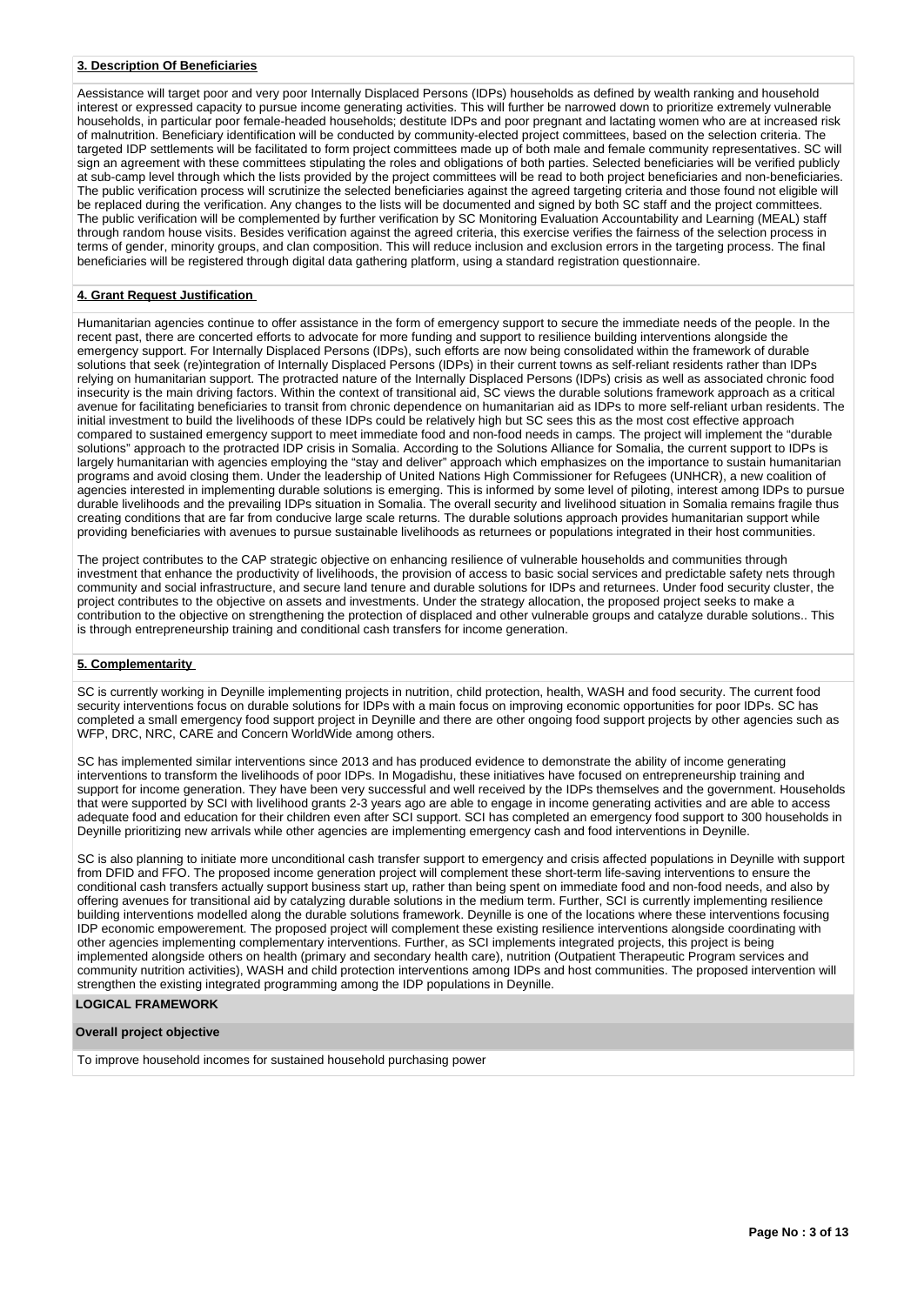### 3. Description Of Beneficiaries

Aessistance will target poor and very poor Internally Displaced Persons (IDPs) households as defined by wealth ranking and household interest or expressed capacity to pursue income generating activities. This will further be narrowed down to prioritize extremely vulnerable households, in particular poor female-headed households; destitute IDPs and poor pregnant and lactating women who are at increased risk of malnutrition. Beneficiary identification will be conducted by community-elected project committees, based on the selection criteria. The targeted IDP settlements will be facilitated to form project committees made up of both male and female community representatives. SC will sign an agreement with these committees stipulating the roles and obligations of both parties. Selected beneficiaries will be verified publicly at sub-camp level through which the lists provided by the project committees will be read to both project beneficiaries and non-beneficiaries. The public verification process will scrutinize the selected beneficiaries against the agreed targeting criteria and those found not eligible will be replaced during the verification. Any changes to the lists will be documented and signed by both SC staff and the project committees. The public verification will be complemented by further verification by SC Monitoring Evaluation Accountability and Learning (MEAL) staff through random house visits. Besides verification against the agreed criteria, this exercise verifies the fairness of the selection process in terms of gender, minority groups, and clan composition. This will reduce inclusion and exclusion errors in the targeting process. The final beneficiaries will be registered through digital data gathering platform, using a standard registration questionnaire.

### 4. Grant Request Justification

Humanitarian agencies continue to offer assistance in the form of emergency support to secure the immediate needs of the people. In the recent past, there are concerted efforts to advocate for more funding and support to resilience building interventions alongside the emergency support. For Internally Displaced Persons (IDPs), such efforts are now being consolidated within the framework of durable solutions that seek (re)integration of Internally Displaced Persons (IDPs) in their current towns as self-reliant residents rather than IDPs relying on humanitarian support. The protracted nature of the Internally Displaced Persons (IDPs) crisis as well as associated chronic food insecurity is the main driving factors. Within the context of transitional aid, SC views the durable solutions framework approach as a critical avenue for facilitating beneficiaries to transit from chronic dependence on humanitarian aid as IDPs to more self-reliant urban residents. The initial investment to build the livelihoods of these IDPs could be relatively high but SC sees this as the most cost effective approach compared to sustained emergency support to meet immediate food and non-food needs in camps. The project will implement the "durable solutions" approach to the protracted IDP crisis in Somalia. According to the Solutions Alliance for Somalia, the current support to IDPs is largely humanitarian with agencies employing the "stay and deliver" approach which emphasizes on the importance to sustain humanitarian programs and avoid closing them. Under the leadership of United Nations High Commissioner for Refugees (UNHCR), a new coalition of agencies interested in implementing durable solutions is emerging. This is informed by some level of piloting, interest among IDPs to pursue durable livelihoods and the prevailing IDPs situation in Somalia. The overall security and livelihood situation in Somalia remains fragile thus creating conditions that are far from conducive large scale returns. The durable solutions approach provides humanitarian support while providing beneficiaries with avenues to pursue sustainable livelihoods as returnees or populations integrated in their host communities.

The project contributes to the CAP strategic objective on enhancing resilience of vulnerable households and communities through investment that enhance the productivity of livelihoods, the provision of access to basic social services and predictable safety nets through community and social infrastructure, and secure land tenure and durable solutions for IDPs and returnees. Under food security cluster, the project contributes to the objective on assets and investments. Under the strategy allocation, the proposed project seeks to make a contribution to the objective on strengthening the protection of displaced and other vulnerable groups and catalyze durable solutions.. This is through entrepreneurship training and conditional cash transfers for income generation.

### 5. Complementarity

SC is currently working in Deynille implementing projects in nutrition, child protection, health, WASH and food security. The current food security interventions focus on durable solutions for IDPs with a main focus on improving economic opportunities for poor IDPs. SC has completed a small emergency food support project in Deynille and there are other ongoing food support projects by other agencies such as WFP, DRC, NRC, CARE and Concern WorldWide among others.

SC has implemented similar interventions since 2013 and has produced evidence to demonstrate the ability of income generating interventions to transform the livelihoods of poor IDPs. In Mogadishu, these initiatives have focused on entrepreneurship training and support for income generation. They have been very successful and well received by the IDPs themselves and the government. Households that were supported by SCI with livelihood grants 2-3 years ago are able to engage in income generating activities and are able to access adequate food and education for their children even after SCI support. SCI has completed an emergency food support to 300 households in Deynille prioritizing new arrivals while other agencies are implementing emergency cash and food interventions in Deynille.

SC is also planning to initiate more unconditional cash transfer support to emergency and crisis affected populations in Deynille with support from DFID and FFO. The proposed income generation project will complement these short-term life-saving interventions to ensure the conditional cash transfers actually support business start up, rather than being spent on immediate food and non-food needs, and also by offering avenues for transitional aid by catalyzing durable solutions in the medium term. Further, SCI is currently implementing resilience building interventions modelled along the durable solutions framework. Deynille is one of the locations where these interventions focusing IDP economic empowerement. The proposed project will complement these existing resilience interventions alongside coordinating with other agencies implementing complementary interventions. Further, as SCI implements integrated projects, this project is being implemented alongside others on health (primary and secondary health care), nutrition (Outpatient Therapeutic Program services and community nutrition activities), WASH and child protection interventions among IDPs and host communities. The proposed intervention will strengthen the existing integrated programming among the IDP populations in Deynille.

## LOGICAL FRAMEWORK

**Overall project objective**

To improve household incomes for sustained household purchasing power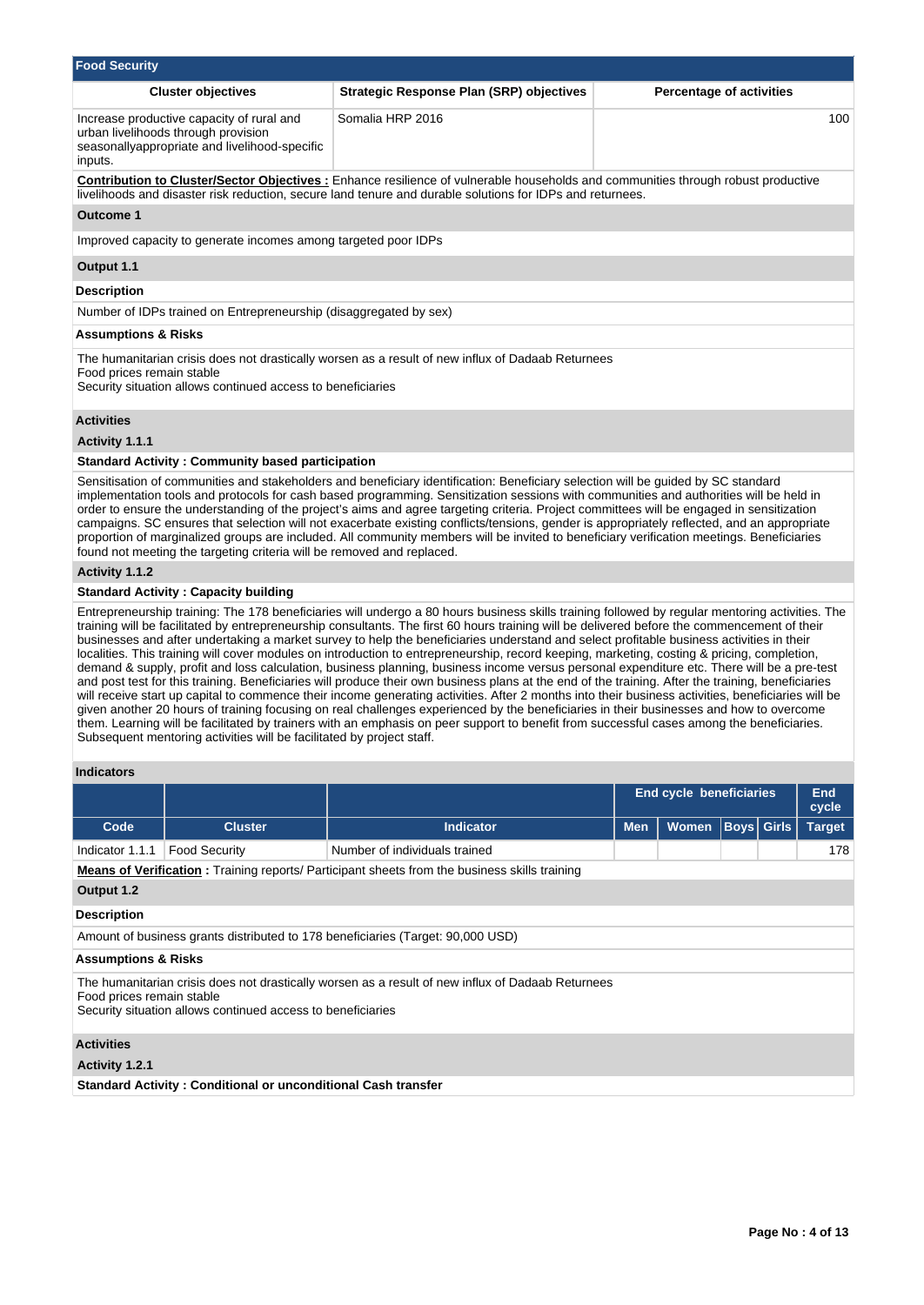## Food Security

| Cluster objectives | Strategic Response Plan (SRP) objectives | Percentage of activities |
|---|---|---|
| Increase productive capacity of rural and urban livelihoods through provision seasonallyappropriate and livelihood-specific inputs. | Somalia HRP 2016 | 100 |

**Contribution to Cluster/Sector Objectives :** Enhance resilience of vulnerable households and communities through robust productive livelihoods and disaster risk reduction, secure land tenure and durable solutions for IDPs and returnees.

**Outcome 1**

Improved capacity to generate incomes among targeted poor IDPs

**Output 1.1**

**Description**

Number of IDPs trained on Entrepreneurship (disaggregated by sex)

**Assumptions & Risks**

The humanitarian crisis does not drastically worsen as a result of new influx of Dadaab Returnees
Food prices remain stable
Security situation allows continued access to beneficiaries

**Activities**

**Activity 1.1.1**

**Standard Activity : Community based participation**

Sensitisation of communities and stakeholders and beneficiary identification: Beneficiary selection will be guided by SC standard implementation tools and protocols for cash based programming. Sensitization sessions with communities and authorities will be held in order to ensure the understanding of the project's aims and agree targeting criteria. Project committees will be engaged in sensitization campaigns. SC ensures that selection will not exacerbate existing conflicts/tensions, gender is appropriately reflected, and an appropriate proportion of marginalized groups are included. All community members will be invited to beneficiary verification meetings. Beneficiaries found not meeting the targeting criteria will be removed and replaced.

**Activity 1.1.2**

**Standard Activity : Capacity building**

Entrepreneurship training: The 178 beneficiaries will undergo a 80 hours business skills training followed by regular mentoring activities. The training will be facilitated by entrepreneurship consultants. The first 60 hours training will be delivered before the commencement of their businesses and after undertaking a market survey to help the beneficiaries understand and select profitable business activities in their localities. This training will cover modules on introduction to entrepreneurship, record keeping, marketing, costing & pricing, completion, demand & supply, profit and loss calculation, business planning, business income versus personal expenditure etc. There will be a pre-test and post test for this training. Beneficiaries will produce their own business plans at the end of the training. After the training, beneficiaries will receive start up capital to commence their income generating activities. After 2 months into their business activities, beneficiaries will be given another 20 hours of training focusing on real challenges experienced by the beneficiaries in their businesses and how to overcome them. Learning will be facilitated by trainers with an emphasis on peer support to benefit from successful cases among the beneficiaries. Subsequent mentoring activities will be facilitated by project staff.

**Indicators**

| | | | End cycle beneficiaries | | | | End cycle |
|---|---|---|---|---|---|---|---|
| **Code** | **Cluster** | **Indicator** | **Men** | **Women** | **Boys** | **Girls** | **Target** |
| Indicator 1.1.1 | Food Security | Number of individuals trained | | | | | 178 |

**Means of Verification :** Training reports/ Participant sheets from the business skills training

**Output 1.2**

**Description**

Amount of business grants distributed to 178 beneficiaries (Target: 90,000 USD)

**Assumptions & Risks**

The humanitarian crisis does not drastically worsen as a result of new influx of Dadaab Returnees
Food prices remain stable
Security situation allows continued access to beneficiaries

**Activities**

**Activity 1.2.1**

**Standard Activity : Conditional or unconditional Cash transfer**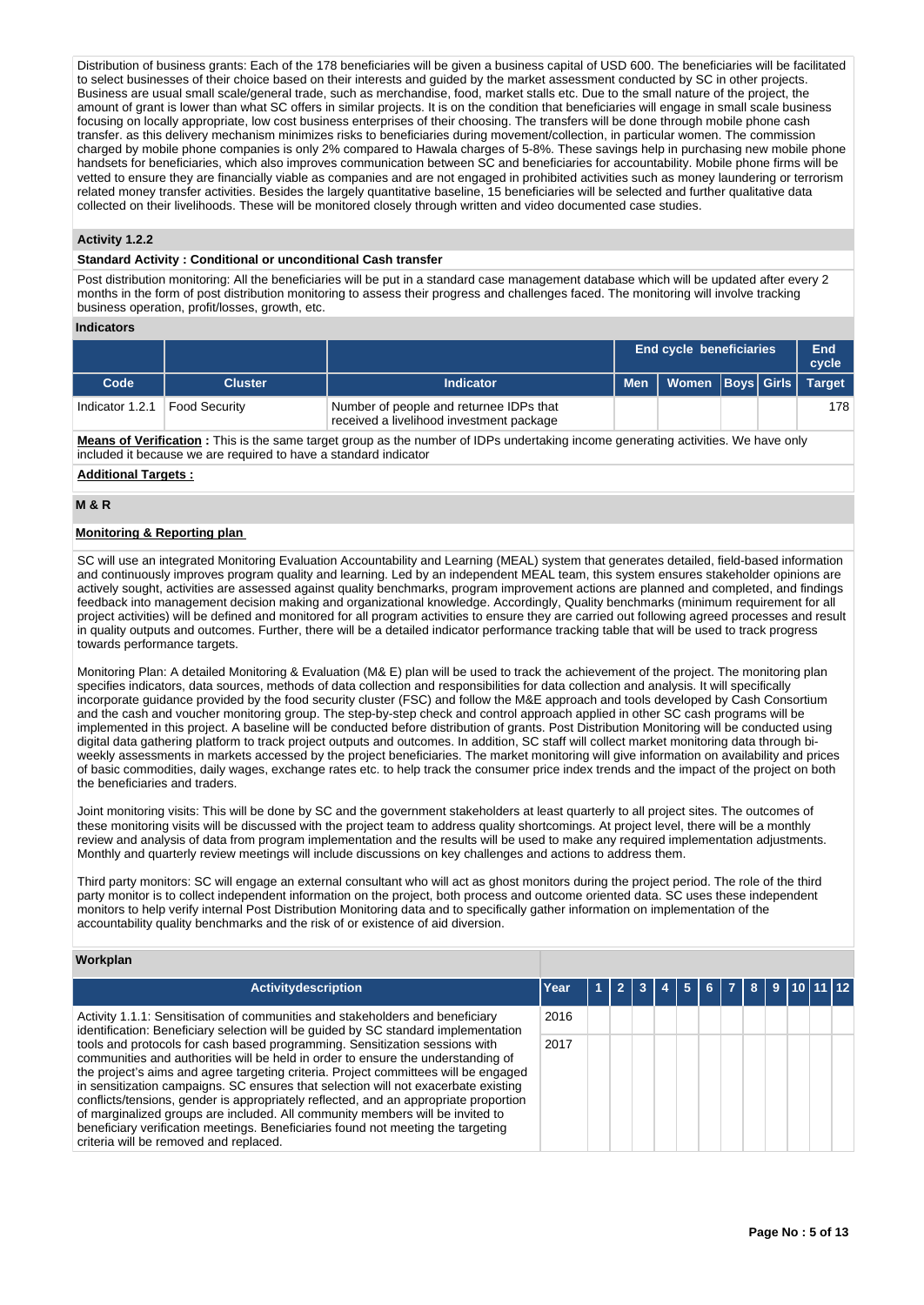Distribution of business grants: Each of the 178 beneficiaries will be given a business capital of USD 600. The beneficiaries will be facilitated to select businesses of their choice based on their interests and guided by the market assessment conducted by SC in other projects. Business are usual small scale/general trade, such as merchandise, food, market stalls etc. Due to the small nature of the project, the amount of grant is lower than what SC offers in similar projects. It is on the condition that beneficiaries will engage in small scale business focusing on locally appropriate, low cost business enterprises of their choosing. The transfers will be done through mobile phone cash transfer. as this delivery mechanism minimizes risks to beneficiaries during movement/collection, in particular women. The commission charged by mobile phone companies is only 2% compared to Hawala charges of 5-8%. These savings help in purchasing new mobile phone handsets for beneficiaries, which also improves communication between SC and beneficiaries for accountability. Mobile phone firms will be vetted to ensure they are financially viable as companies and are not engaged in prohibited activities such as money laundering or terrorism related money transfer activities. Besides the largely quantitative baseline, 15 beneficiaries will be selected and further qualitative data collected on their livelihoods. These will be monitored closely through written and video documented case studies.

### Activity 1.2.2

**Standard Activity : Conditional or unconditional Cash transfer**

Post distribution monitoring: All the beneficiaries will be put in a standard case management database which will be updated after every 2 months in the form of post distribution monitoring to assess their progress and challenges faced. The monitoring will involve tracking business operation, profit/losses, growth, etc.

**Indicators**

| | | | End cycle beneficiaries | | | | End cycle |
|---|---|---|---|---|---|---|---|
| **Code** | **Cluster** | **Indicator** | **Men** | **Women** | **Boys** | **Girls** | **Target** |
| Indicator 1.2.1 | Food Security | Number of people and returnee IDPs that received a livelihood investment package | | | | | 178 |

**Means of Verification :** This is the same target group as the number of IDPs undertaking income generating activities. We have only included it because we are required to have a standard indicator

**Additional Targets :**

## M & R

**Monitoring & Reporting plan**

SC will use an integrated Monitoring Evaluation Accountability and Learning (MEAL) system that generates detailed, field-based information and continuously improves program quality and learning. Led by an independent MEAL team, this system ensures stakeholder opinions are actively sought, activities are assessed against quality benchmarks, program improvement actions are planned and completed, and findings feedback into management decision making and organizational knowledge. Accordingly, Quality benchmarks (minimum requirement for all project activities) will be defined and monitored for all program activities to ensure they are carried out following agreed processes and result in quality outputs and outcomes. Further, there will be a detailed indicator performance tracking table that will be used to track progress towards performance targets.

Monitoring Plan: A detailed Monitoring & Evaluation (M& E) plan will be used to track the achievement of the project. The monitoring plan specifies indicators, data sources, methods of data collection and responsibilities for data collection and analysis. It will specifically incorporate guidance provided by the food security cluster (FSC) and follow the M&E approach and tools developed by Cash Consortium and the cash and voucher monitoring group. The step-by-step check and control approach applied in other SC cash programs will be implemented in this project. A baseline will be conducted before distribution of grants. Post Distribution Monitoring will be conducted using digital data gathering platform to track project outputs and outcomes. In addition, SC staff will collect market monitoring data through bi-weekly assessments in markets accessed by the project beneficiaries. The market monitoring will give information on availability and prices of basic commodities, daily wages, exchange rates etc. to help track the consumer price index trends and the impact of the project on both the beneficiaries and traders.

Joint monitoring visits: This will be done by SC and the government stakeholders at least quarterly to all project sites. The outcomes of these monitoring visits will be discussed with the project team to address quality shortcomings. At project level, there will be a monthly review and analysis of data from program implementation and the results will be used to make any required implementation adjustments. Monthly and quarterly review meetings will include discussions on key challenges and actions to address them.

Third party monitors: SC will engage an external consultant who will act as ghost monitors during the project period. The role of the third party monitor is to collect independent information on the project, both process and outcome oriented data. SC uses these independent monitors to help verify internal Post Distribution Monitoring data and to specifically gather information on implementation of the accountability quality benchmarks and the risk of or existence of aid diversion.

**Workplan**

| Activitydescription | Year | 1 | 2 | 3 | 4 | 5 | 6 | 7 | 8 | 9 | 10 | 11 | 12 |
|---|---|---|---|---|---|---|---|---|---|---|---|---|---|
| Activity 1.1.1: Sensitisation of communities and stakeholders and beneficiary identification: Beneficiary selection will be guided by SC standard implementation tools and protocols for cash based programming. Sensitization sessions with communities and authorities will be held in order to ensure the understanding of the project's aims and agree targeting criteria. Project committees will be engaged in sensitization campaigns. SC ensures that selection will not exacerbate existing conflicts/tensions, gender is appropriately reflected, and an appropriate proportion of marginalized groups are included. All community members will be invited to beneficiary verification meetings. Beneficiaries found not meeting the targeting criteria will be removed and replaced. | 2016 | | | | | | | | | | | | |
| | 2017 | | | | | | | | | | | | |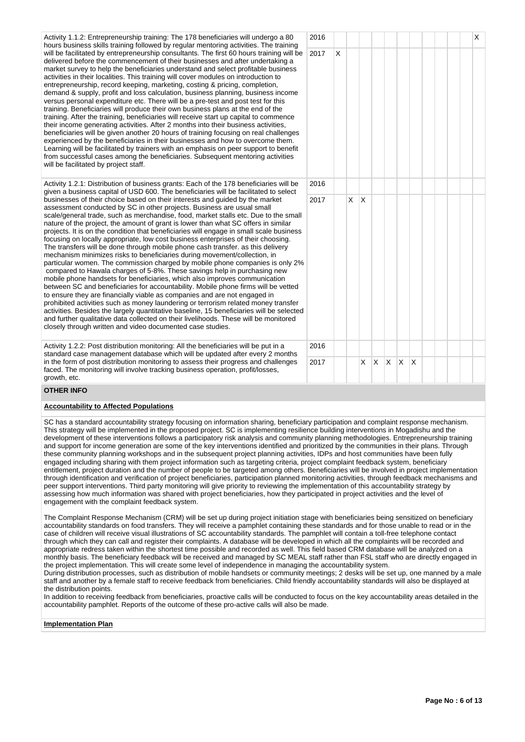| Activity | Year | 1 | 2 | 3 | 4 | 5 | 6 | 7 | 8 | 9 | 10 | 11 | 12 |
|---|---|---|---|---|---|---|---|---|---|---|---|---|---|
| Activity 1.1.2: Entrepreneurship training: The 178 beneficiaries will undergo a 80 hours business skills training followed by regular mentoring activities. The training will be facilitated by entrepreneurship consultants. The first 60 hours training will be delivered before the commencement of their businesses and after undertaking a market survey to help the beneficiaries understand and select profitable business activities in their localities. This training will cover modules on introduction to entrepreneurship, record keeping, marketing, costing & pricing, completion, demand & supply, profit and loss calculation, business planning, business income versus personal expenditure etc. There will be a pre-test and post test for this training. Beneficiaries will produce their own business plans at the end of the training. After the training, beneficiaries will receive start up capital to commence their income generating activities. After 2 months into their business activities, beneficiaries will be given another 20 hours of training focusing on real challenges experienced by the beneficiaries in their businesses and how to overcome them. Learning will be facilitated by trainers with an emphasis on peer support to benefit from successful cases among the beneficiaries. Subsequent mentoring activities will be facilitated by project staff. | 2016 | | | | | | | | | | | | X |
| | 2017 | X | | | | | | | | | | | |
| Activity 1.2.1: Distribution of business grants: Each of the 178 beneficiaries will be given a business capital of USD 600. The beneficiaries will be facilitated to select businesses of their choice based on their interests and guided by the market assessment conducted by SC in other projects. Business are usual small scale/general trade, such as merchandise, food, market stalls etc. Due to the small nature of the project, the amount of grant is lower than what SC offers in similar projects. It is on the condition that beneficiaries will engage in small scale business focusing on locally appropriate, low cost business enterprises of their choosing. The transfers will be done through mobile phone cash transfer. as this delivery mechanism minimizes risks to beneficiaries during movement/collection, in particular women. The commission charged by mobile phone companies is only 2% compared to Hawala charges of 5-8%. These savings help in purchasing new mobile phone handsets for beneficiaries, which also improves communication between SC and beneficiaries for accountability. Mobile phone firms will be vetted to ensure they are financially viable as companies and are not engaged in prohibited activities such as money laundering or terrorism related money transfer activities. Besides the largely quantitative baseline, 15 beneficiaries will be selected and further qualitative data collected on their livelihoods. These will be monitored closely through written and video documented case studies. | 2016 | | | | | | | | | | | | |
| | 2017 | | X | X | | | | | | | | | |
| Activity 1.2.2: Post distribution monitoring: All the beneficiaries will be put in a standard case management database which will be updated after every 2 months in the form of post distribution monitoring to assess their progress and challenges faced. The monitoring will involve tracking business operation, profit/losses, growth, etc. | 2016 | | | | | | | | | | | | |
| | 2017 | | | X | X | X | X | X | | | | | |

## OTHER INFO

### Accountability to Affected Populations

SC has a standard accountability strategy focusing on information sharing, beneficiary participation and complaint response mechanism. This strategy will be implemented in the proposed project. SC is implementing resilience building interventions in Mogadishu and the development of these interventions follows a participatory risk analysis and community planning methodologies. Entrepreneurship training and support for income generation are some of the key interventions identified and prioritized by the communities in their plans. Through these community planning workshops and in the subsequent project planning activities, IDPs and host communities have been fully engaged including sharing with them project information such as targeting criteria, project complaint feedback system, beneficiary entitlement, project duration and the number of people to be targeted among others. Beneficiaries will be involved in project implementation through identification and verification of project beneficiaries, participation planned monitoring activities, through feedback mechanisms and peer support interventions. Third party monitoring will give priority to reviewing the implementation of this accountability strategy by assessing how much information was shared with project beneficiaries, how they participated in project activities and the level of engagement with the complaint feedback system.

The Complaint Response Mechanism (CRM) will be set up during project initiation stage with beneficiaries being sensitized on beneficiary accountability standards on food transfers. They will receive a pamphlet containing these standards and for those unable to read or in the case of children will receive visual illustrations of SC accountability standards. The pamphlet will contain a toll-free telephone contact through which they can call and register their complaints. A database will be developed in which all the complaints will be recorded and appropriate redress taken within the shortest time possible and recorded as well. This field based CRM database will be analyzed on a monthly basis. The beneficiary feedback will be received and managed by SC MEAL staff rather than FSL staff who are directly engaged in the project implementation. This will create some level of independence in managing the accountability system.
During distribution processes, such as distribution of mobile handsets or community meetings; 2 desks will be set up, one manned by a male staff and another by a female staff to receive feedback from beneficiaries. Child friendly accountability standards will also be displayed at the distribution points.
In addition to receiving feedback from beneficiaries, proactive calls will be conducted to focus on the key accountability areas detailed in the accountability pamphlet. Reports of the outcome of these pro-active calls will also be made.

### Implementation Plan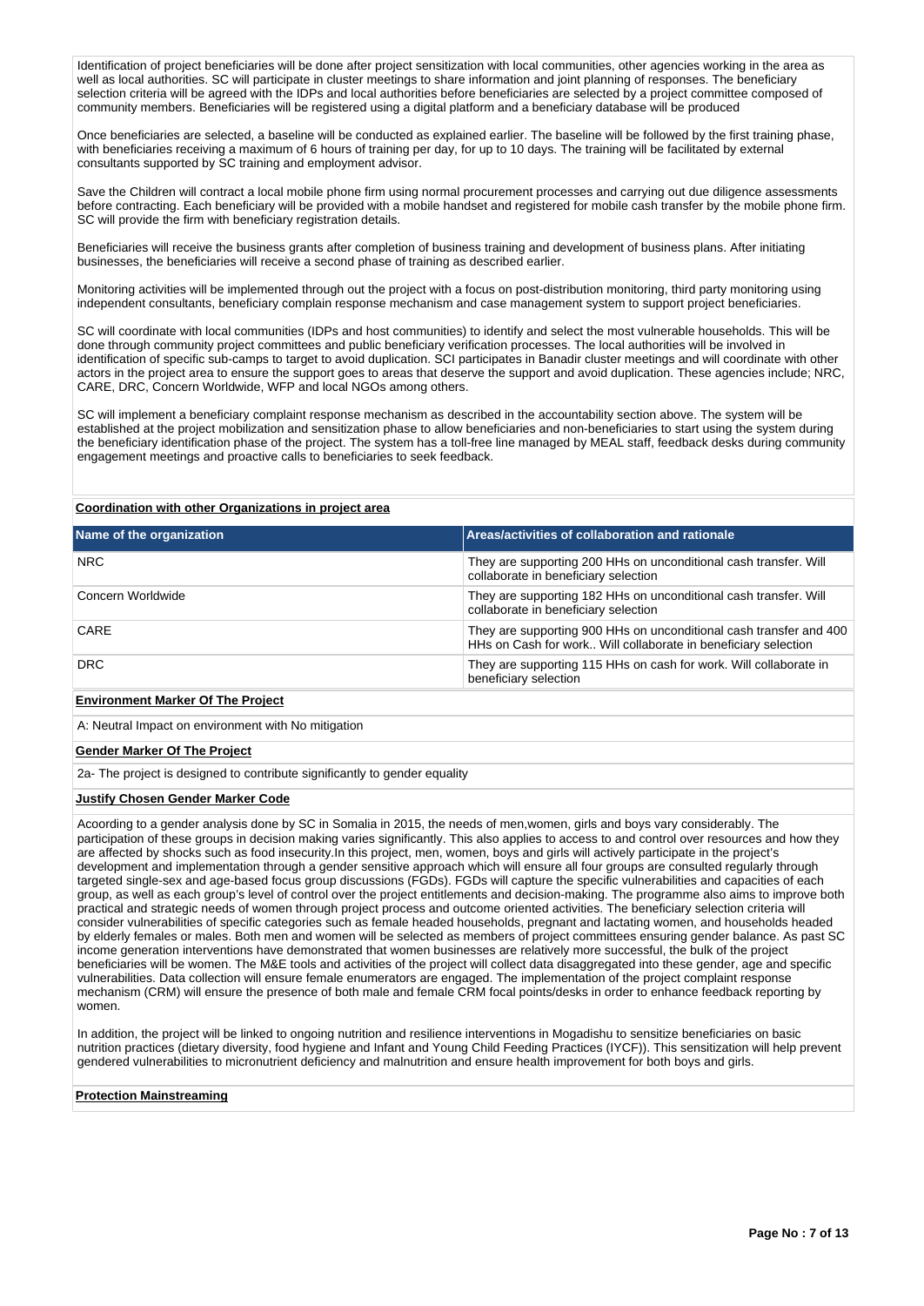Identification of project beneficiaries will be done after project sensitization with local communities, other agencies working in the area as well as local authorities. SC will participate in cluster meetings to share information and joint planning of responses. The beneficiary selection criteria will be agreed with the IDPs and local authorities before beneficiaries are selected by a project committee composed of community members. Beneficiaries will be registered using a digital platform and a beneficiary database will be produced

Once beneficiaries are selected, a baseline will be conducted as explained earlier. The baseline will be followed by the first training phase, with beneficiaries receiving a maximum of 6 hours of training per day, for up to 10 days. The training will be facilitated by external consultants supported by SC training and employment advisor.

Save the Children will contract a local mobile phone firm using normal procurement processes and carrying out due diligence assessments before contracting. Each beneficiary will be provided with a mobile handset and registered for mobile cash transfer by the mobile phone firm. SC will provide the firm with beneficiary registration details.

Beneficiaries will receive the business grants after completion of business training and development of business plans. After initiating businesses, the beneficiaries will receive a second phase of training as described earlier.

Monitoring activities will be implemented through out the project with a focus on post-distribution monitoring, third party monitoring using independent consultants, beneficiary complain response mechanism and case management system to support project beneficiaries.

SC will coordinate with local communities (IDPs and host communities) to identify and select the most vulnerable households. This will be done through community project committees and public beneficiary verification processes. The local authorities will be involved in identification of specific sub-camps to target to avoid duplication. SCI participates in Banadir cluster meetings and will coordinate with other actors in the project area to ensure the support goes to areas that deserve the support and avoid duplication. These agencies include; NRC, CARE, DRC, Concern Worldwide, WFP and local NGOs among others.

SC will implement a beneficiary complaint response mechanism as described in the accountability section above. The system will be established at the project mobilization and sensitization phase to allow beneficiaries and non-beneficiaries to start using the system during the beneficiary identification phase of the project. The system has a toll-free line managed by MEAL staff, feedback desks during community engagement meetings and proactive calls to beneficiaries to seek feedback.

**Coordination with other Organizations in project area**

| Name of the organization | Areas/activities of collaboration and rationale |
|---|---|
| NRC | They are supporting 200 HHs on unconditional cash transfer. Will collaborate in beneficiary selection |
| Concern Worldwide | They are supporting 182 HHs on unconditional cash transfer. Will collaborate in beneficiary selection |
| CARE | They are supporting 900 HHs on unconditional cash transfer and 400 HHs on Cash for work.. Will collaborate in beneficiary selection |
| DRC | They are supporting 115 HHs on cash for work. Will collaborate in beneficiary selection |

**Environment Marker Of The Project**

A: Neutral Impact on environment with No mitigation

**Gender Marker Of The Project**

2a- The project is designed to contribute significantly to gender equality

**Justify Chosen Gender Marker Code**

Acoording to a gender analysis done by SC in Somalia in 2015, the needs of men,women, girls and boys vary considerably. The participation of these groups in decision making varies significantly. This also applies to access to and control over resources and how they are affected by shocks such as food insecurity.In this project, men, women, boys and girls will actively participate in the project's development and implementation through a gender sensitive approach which will ensure all four groups are consulted regularly through targeted single-sex and age-based focus group discussions (FGDs). FGDs will capture the specific vulnerabilities and capacities of each group, as well as each group's level of control over the project entitlements and decision-making. The programme also aims to improve both practical and strategic needs of women through project process and outcome oriented activities. The beneficiary selection criteria will consider vulnerabilities of specific categories such as female headed households, pregnant and lactating women, and households headed by elderly females or males. Both men and women will be selected as members of project committees ensuring gender balance. As past SC income generation interventions have demonstrated that women businesses are relatively more successful, the bulk of the project beneficiaries will be women. The M&E tools and activities of the project will collect data disaggregated into these gender, age and specific vulnerabilities. Data collection will ensure female enumerators are engaged. The implementation of the project complaint response mechanism (CRM) will ensure the presence of both male and female CRM focal points/desks in order to enhance feedback reporting by women.

In addition, the project will be linked to ongoing nutrition and resilience interventions in Mogadishu to sensitize beneficiaries on basic nutrition practices (dietary diversity, food hygiene and Infant and Young Child Feeding Practices (IYCF)). This sensitization will help prevent gendered vulnerabilities to micronutrient deficiency and malnutrition and ensure health improvement for both boys and girls.

**Protection Mainstreaming**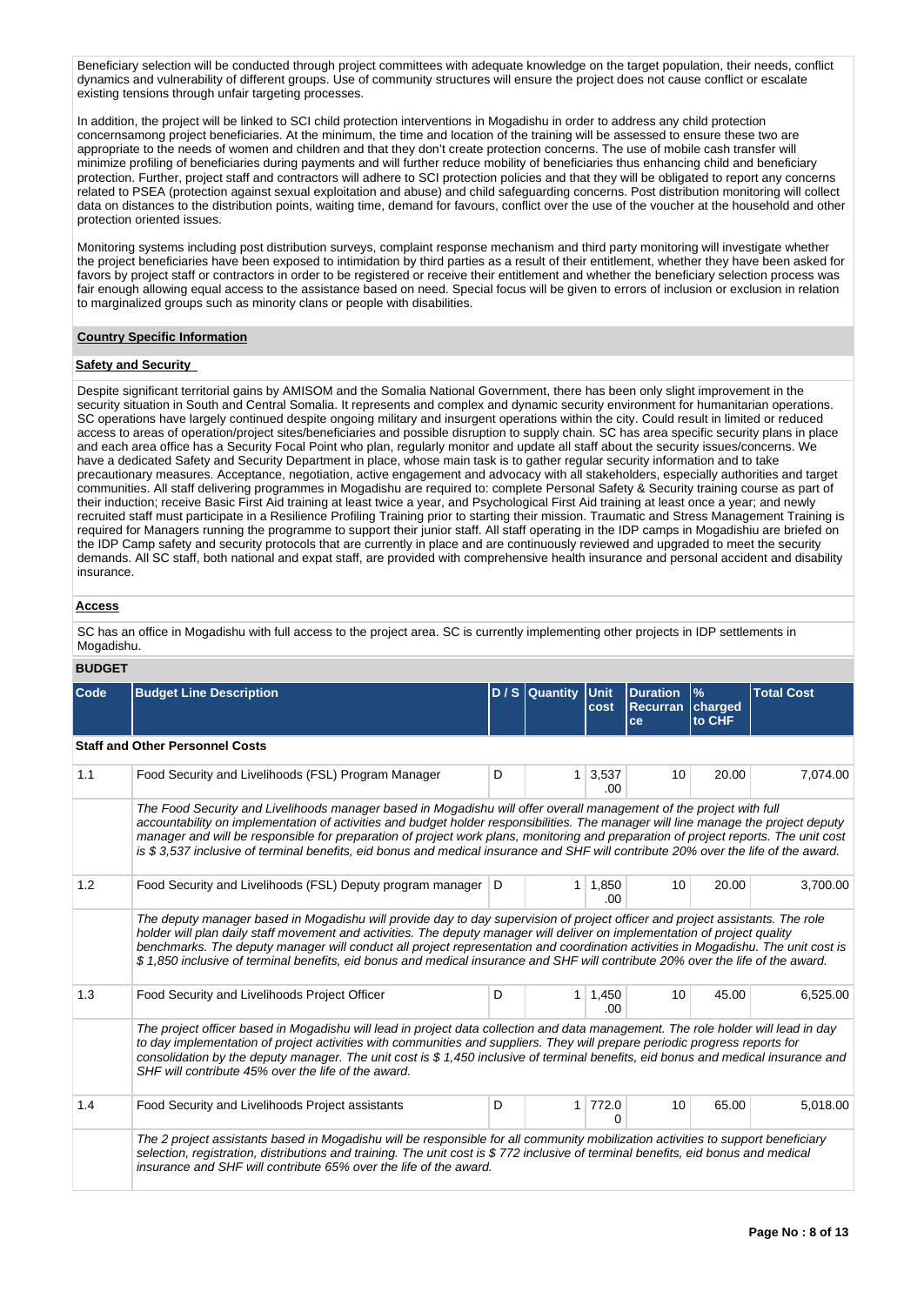Beneficiary selection will be conducted through project committees with adequate knowledge on the target population, their needs, conflict dynamics and vulnerability of different groups. Use of community structures will ensure the project does not cause conflict or escalate existing tensions through unfair targeting processes.

In addition, the project will be linked to SCI child protection interventions in Mogadishu in order to address any child protection concernsamong project beneficiaries. At the minimum, the time and location of the training will be assessed to ensure these two are appropriate to the needs of women and children and that they don't create protection concerns. The use of mobile cash transfer will minimize profiling of beneficiaries during payments and will further reduce mobility of beneficiaries thus enhancing child and beneficiary protection. Further, project staff and contractors will adhere to SCI protection policies and that they will be obligated to report any concerns related to PSEA (protection against sexual exploitation and abuse) and child safeguarding concerns. Post distribution monitoring will collect data on distances to the distribution points, waiting time, demand for favours, conflict over the use of the voucher at the household and other protection oriented issues.

Monitoring systems including post distribution surveys, complaint response mechanism and third party monitoring will investigate whether the project beneficiaries have been exposed to intimidation by third parties as a result of their entitlement, whether they have been asked for favors by project staff or contractors in order to be registered or receive their entitlement and whether the beneficiary selection process was fair enough allowing equal access to the assistance based on need. Special focus will be given to errors of inclusion or exclusion in relation to marginalized groups such as minority clans or people with disabilities.

**Country Specific Information**

**Safety and Security**

Despite significant territorial gains by AMISOM and the Somalia National Government, there has been only slight improvement in the security situation in South and Central Somalia. It represents and complex and dynamic security environment for humanitarian operations. SC operations have largely continued despite ongoing military and insurgent operations within the city. Could result in limited or reduced access to areas of operation/project sites/beneficiaries and possible disruption to supply chain. SC has area specific security plans in place and each area office has a Security Focal Point who plan, regularly monitor and update all staff about the security issues/concerns. We have a dedicated Safety and Security Department in place, whose main task is to gather regular security information and to take precautionary measures. Acceptance, negotiation, active engagement and advocacy with all stakeholders, especially authorities and target communities. All staff delivering programmes in Mogadishu are required to: complete Personal Safety & Security training course as part of their induction; receive Basic First Aid training at least twice a year, and Psychological First Aid training at least once a year; and newly recruited staff must participate in a Resilience Profiling Training prior to starting their mission. Traumatic and Stress Management Training is required for Managers running the programme to support their junior staff. All staff operating in the IDP camps in Mogadishiu are briefed on the IDP Camp safety and security protocols that are currently in place and are continuously reviewed and upgraded to meet the security demands. All SC staff, both national and expat staff, are provided with comprehensive health insurance and personal accident and disability insurance.

**Access**

SC has an office in Mogadishu with full access to the project area. SC is currently implementing other projects in IDP settlements in Mogadishu.

**BUDGET**

| Code | Budget Line Description | D / S | Quantity | Unit cost | Duration Recurrance | % charged to CHF | Total Cost |
|---|---|---|---|---|---|---|---|
| **Staff and Other Personnel Costs** | | | | | | | |
| 1.1 | Food Security and Livelihoods (FSL) Program Manager | D | 1 | 3,537.00 | 10 | 20.00 | 7,074.00 |
| | *The Food Security and Livelihoods manager based in Mogadishu will offer overall management of the project with full accountability on implementation of activities and budget holder responsibilities. The manager will line manage the project deputy manager and will be responsible for preparation of project work plans, monitoring and preparation of project reports. The unit cost is $ 3,537 inclusive of terminal benefits, eid bonus and medical insurance and SHF will contribute 20% over the life of the award.* | | | | | | |
| 1.2 | Food Security and Livelihoods (FSL) Deputy program manager | D | 1 | 1,850.00 | 10 | 20.00 | 3,700.00 |
| | *The deputy manager based in Mogadishu will provide day to day supervision of project officer and project assistants. The role holder will plan daily staff movement and activities. The deputy manager will deliver on implementation of project quality benchmarks. The deputy manager will conduct all project representation and coordination activities in Mogadishu. The unit cost is $ 1,850 inclusive of terminal benefits, eid bonus and medical insurance and SHF will contribute 20% over the life of the award.* | | | | | | |
| 1.3 | Food Security and Livelihoods Project Officer | D | 1 | 1,450.00 | 10 | 45.00 | 6,525.00 |
| | *The project officer based in Mogadishu will lead in project data collection and data management. The role holder will lead in day to day implementation of project activities with communities and suppliers. They will prepare periodic progress reports for consolidation by the deputy manager. The unit cost is $ 1,450 inclusive of terminal benefits, eid bonus and medical insurance and SHF will contribute 45% over the life of the award.* | | | | | | |
| 1.4 | Food Security and Livelihoods Project assistants | D | 1 | 772.00 | 10 | 65.00 | 5,018.00 |
| | *The 2 project assistants based in Mogadishu will be responsible for all community mobilization activities to support beneficiary selection, registration, distributions and training. The unit cost is $ 772 inclusive of terminal benefits, eid bonus and medical insurance and SHF will contribute 65% over the life of the award.* | | | | | | |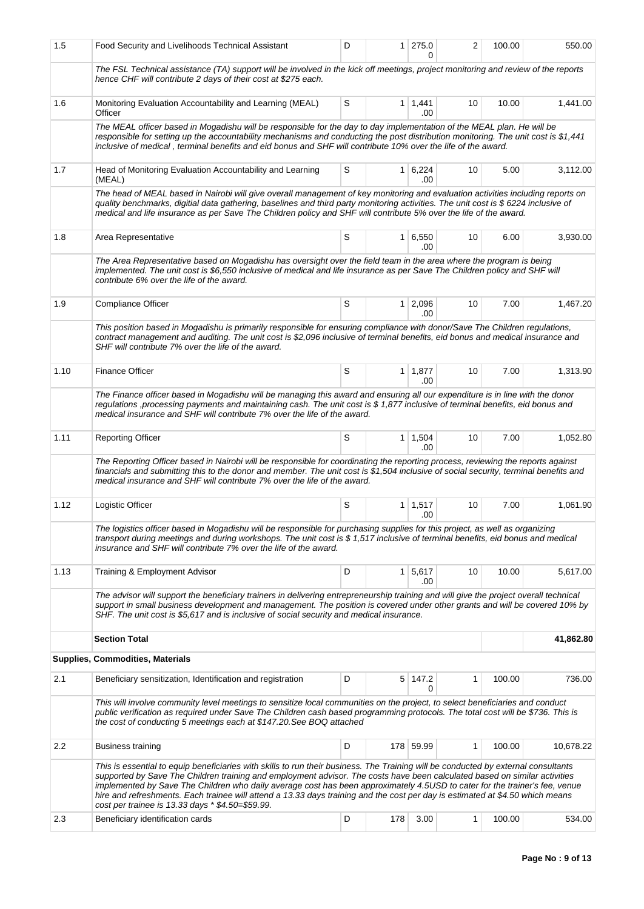| | | | | | | | |
|---|---|---|---|---|---|---|---|
| 1.5 | Food Security and Livelihoods Technical Assistant | D | 1 | 275.00 | 2 | 100.00 | 550.00 |
| | *The FSL Technical assistance (TA) support will be involved in the kick off meetings, project monitoring and review of the reports hence CHF will contribute 2 days of their cost at $275 each.* | | | | | | |
| 1.6 | Monitoring Evaluation Accountability and Learning (MEAL) Officer | S | 1 | 1,441.00 | 10 | 10.00 | 1,441.00 |
| | *The MEAL officer based in Mogadishu will be responsible for the day to day implementation of the MEAL plan. He will be responsible for setting up the accountability mechanisms and conducting the post distribution monitoring. The unit cost is $1,441 inclusive of medical , terminal benefits and eid bonus and SHF will contribute 10% over the life of the award.* | | | | | | |
| 1.7 | Head of Monitoring Evaluation Accountability and Learning (MEAL) | S | 1 | 6,224.00 | 10 | 5.00 | 3,112.00 |
| | *The head of MEAL based in Nairobi will give overall management of key monitoring and evaluation activities including reports on quality benchmarks, digitial data gathering, baselines and third party monitoring activities. The unit cost is $ 6224 inclusive of medical and life insurance as per Save The Children policy and SHF will contribute 5% over the life of the award.* | | | | | | |
| 1.8 | Area Representative | S | 1 | 6,550.00 | 10 | 6.00 | 3,930.00 |
| | *The Area Representative based on Mogadishu has oversight over the field team in the area where the program is being implemented. The unit cost is $6,550 inclusive of medical and life insurance as per Save The Children policy and SHF will contribute 6% over the life of the award.* | | | | | | |
| 1.9 | Compliance Officer | S | 1 | 2,096.00 | 10 | 7.00 | 1,467.20 |
| | *This position based in Mogadishu is primarily responsible for ensuring compliance with donor/Save The Children regulations, contract management and auditing. The unit cost is $2,096 inclusive of terminal benefits, eid bonus and medical insurance and SHF will contribute 7% over the life of the award.* | | | | | | |
| 1.10 | Finance Officer | S | 1 | 1,877.00 | 10 | 7.00 | 1,313.90 |
| | *The Finance officer based in Mogadishu will be managing this award and ensuring all our expenditure is in line with the donor regulations ,processing payments and maintaining cash. The unit cost is $ 1,877 inclusive of terminal benefits, eid bonus and medical insurance and SHF will contribute 7% over the life of the award.* | | | | | | |
| 1.11 | Reporting Officer | S | 1 | 1,504.00 | 10 | 7.00 | 1,052.80 |
| | *The Reporting Officer based in Nairobi will be responsible for coordinating the reporting process, reviewing the reports against financials and submitting this to the donor and member. The unit cost is $1,504 inclusive of social security, terminal benefits and medical insurance and SHF will contribute 7% over the life of the award.* | | | | | | |
| 1.12 | Logistic Officer | S | 1 | 1,517.00 | 10 | 7.00 | 1,061.90 |
| | *The logistics officer based in Mogadishu will be responsible for purchasing supplies for this project, as well as organizing transport during meetings and during workshops. The unit cost is $ 1,517 inclusive of terminal benefits, eid bonus and medical insurance and SHF will contribute 7% over the life of the award.* | | | | | | |
| 1.13 | Training & Employment Advisor | D | 1 | 5,617.00 | 10 | 10.00 | 5,617.00 |
| | *The advisor will support the beneficiary trainers in delivering entrepreneurship training and will give the project overall technical support in small business development and management. The position is covered under other grants and will be covered 10% by SHF. The unit cost is $5,617 and is inclusive of social security and medical insurance.* | | | | | | |
| | **Section Total** | | | | | | **41,862.80** |
| **Supplies, Commodities, Materials** | | | | | | | |
| 2.1 | Beneficiary sensitization, Identification and registration | D | 5 | 147.20 | 1 | 100.00 | 736.00 |
| | *This will involve community level meetings to sensitize local communities on the project, to select beneficiaries and conduct public verification as required under Save The Children cash based programming protocols. The total cost will be $736. This is the cost of conducting 5 meetings each at $147.20.See BOQ attached* | | | | | | |
| 2.2 | Business training | D | 178 | 59.99 | 1 | 100.00 | 10,678.22 |
| | *This is essential to equip beneficiaries with skills to run their business. The Training will be conducted by external consultants supported by Save The Children training and employment advisor. The costs have been calculated based on similar activities implemented by Save The Children who daily average cost has been approximately 4.5USD to cater for the trainer's fee, venue hire and refreshments. Each trainee will attend a 13.33 days training and the cost per day is estimated at $4.50 which means cost per trainee is 13.33 days * $4.50=$59.99.* | | | | | | |
| 2.3 | Beneficiary identification cards | D | 178 | 3.00 | 1 | 100.00 | 534.00 |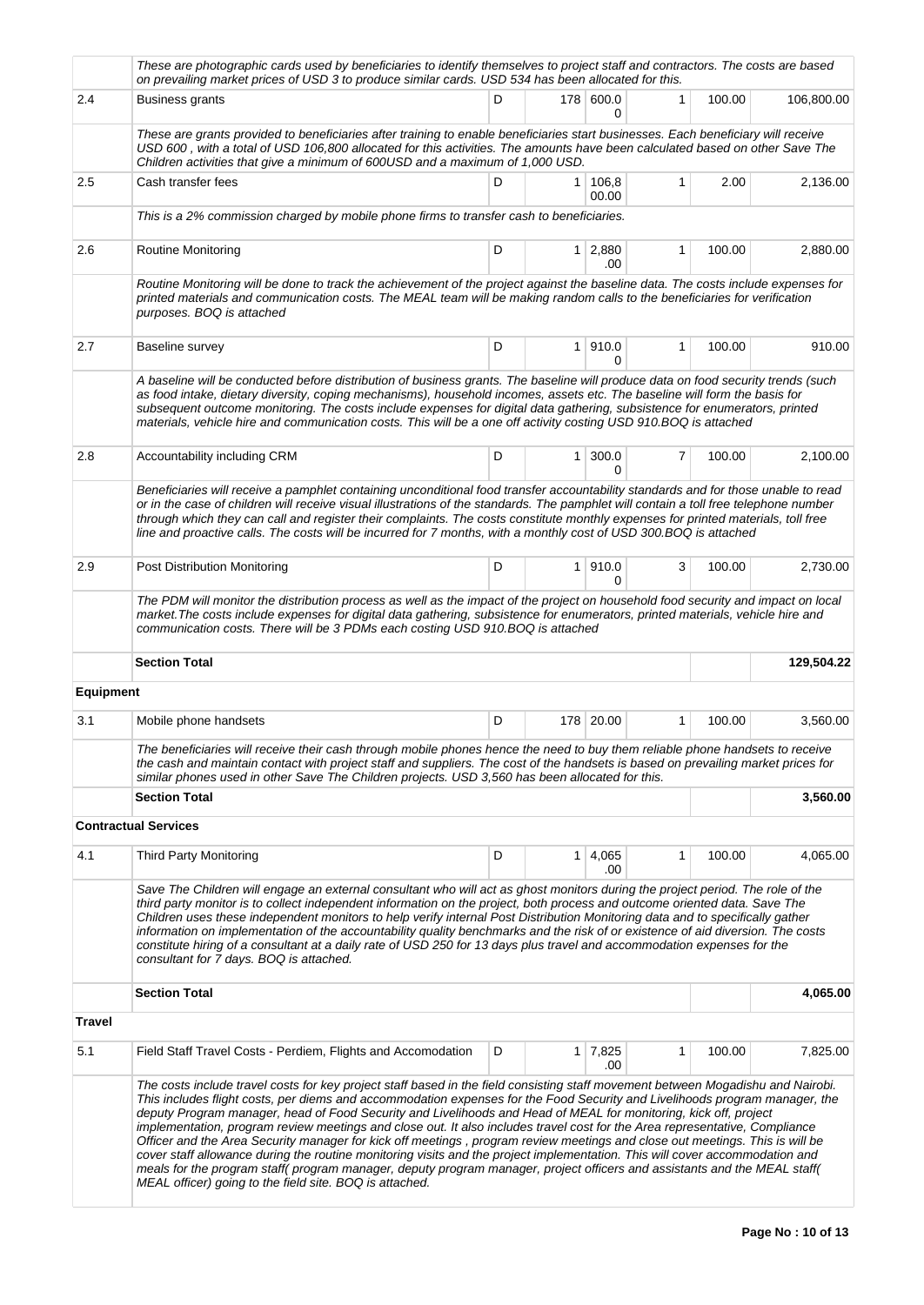| | | | | | | | |
|---|---|---|---|---|---|---|---|
| | *These are photographic cards used by beneficiaries to identify themselves to project staff and contractors. The costs are based on prevailing market prices of USD 3 to produce similar cards. USD 534 has been allocated for this.* | | | | | | |
| 2.4 | Business grants | D | 178 | 600.00 | 1 | 100.00 | 106,800.00 |
| | *These are grants provided to beneficiaries after training to enable beneficiaries start businesses. Each beneficiary will receive USD 600 , with a total of USD 106,800 allocated for this activities. The amounts have been calculated based on other Save The Children activities that give a minimum of 600USD and a maximum of 1,000 USD.* | | | | | | |
| 2.5 | Cash transfer fees | D | 1 | 106,800.00 | 1 | 2.00 | 2,136.00 |
| | *This is a 2% commission charged by mobile phone firms to transfer cash to beneficiaries.* | | | | | | |
| 2.6 | Routine Monitoring | D | 1 | 2,880.00 | 1 | 100.00 | 2,880.00 |
| | *Routine Monitoring will be done to track the achievement of the project against the baseline data. The costs include expenses for printed materials and communication costs. The MEAL team will be making random calls to the beneficiaries for verification purposes. BOQ is attached* | | | | | | |
| 2.7 | Baseline survey | D | 1 | 910.00 | 1 | 100.00 | 910.00 |
| | *A baseline will be conducted before distribution of business grants. The baseline will produce data on food security trends (such as food intake, dietary diversity, coping mechanisms), household incomes, assets etc. The baseline will form the basis for subsequent outcome monitoring. The costs include expenses for digital data gathering, subsistence for enumerators, printed materials, vehicle hire and communication costs. This will be a one off activity costing USD 910.BOQ is attached* | | | | | | |
| 2.8 | Accountability including CRM | D | 1 | 300.00 | 7 | 100.00 | 2,100.00 |
| | *Beneficiaries will receive a pamphlet containing unconditional food transfer accountability standards and for those unable to read or in the case of children will receive visual illustrations of the standards. The pamphlet will contain a toll free telephone number through which they can call and register their complaints. The costs constitute monthly expenses for printed materials, toll free line and proactive calls. The costs will be incurred for 7 months, with a monthly cost of USD 300.BOQ is attached* | | | | | | |
| 2.9 | Post Distribution Monitoring | D | 1 | 910.00 | 3 | 100.00 | 2,730.00 |
| | *The PDM will monitor the distribution process as well as the impact of the project on household food security and impact on local market.The costs include expenses for digital data gathering, subsistence for enumerators, printed materials, vehicle hire and communication costs. There will be 3 PDMs each costing USD 910.BOQ is attached* | | | | | | |
| | **Section Total** | | | | | | **129,504.22** |
| **Equipment** | | | | | | | |
| 3.1 | Mobile phone handsets | D | 178 | 20.00 | 1 | 100.00 | 3,560.00 |
| | *The beneficiaries will receive their cash through mobile phones hence the need to buy them reliable phone handsets to receive the cash and maintain contact with project staff and suppliers. The cost of the handsets is based on prevailing market prices for similar phones used in other Save The Children projects. USD 3,560 has been allocated for this.* | | | | | | |
| | **Section Total** | | | | | | **3,560.00** |
| **Contractual Services** | | | | | | | |
| 4.1 | Third Party Monitoring | D | 1 | 4,065.00 | 1 | 100.00 | 4,065.00 |
| | *Save The Children will engage an external consultant who will act as ghost monitors during the project period. The role of the third party monitor is to collect independent information on the project, both process and outcome oriented data. Save The Children uses these independent monitors to help verify internal Post Distribution Monitoring data and to specifically gather information on implementation of the accountability quality benchmarks and the risk of or existence of aid diversion. The costs constitute hiring of a consultant at a daily rate of USD 250 for 13 days plus travel and accommodation expenses for the consultant for 7 days. BOQ is attached.* | | | | | | |
| | **Section Total** | | | | | | **4,065.00** |
| **Travel** | | | | | | | |
| 5.1 | Field Staff Travel Costs - Perdiem, Flights and Accomodation | D | 1 | 7,825.00 | 1 | 100.00 | 7,825.00 |
| | *The costs include travel costs for key project staff based in the field consisting staff movement between Mogadishu and Nairobi. This includes flight costs, per diems and accommodation expenses for the Food Security and Livelihoods program manager, the deputy Program manager, head of Food Security and Livelihoods and Head of MEAL for monitoring, kick off, project implementation, program review meetings and close out. It also includes travel cost for the Area representative, Compliance Officer and the Area Security manager for kick off meetings , program review meetings and close out meetings. This is will be cover staff allowance during the routine monitoring visits and the project implementation. This will cover accommodation and meals for the program staff( program manager, deputy program manager, project officers and assistants and the MEAL staff( MEAL officer) going to the field site. BOQ is attached.* | | | | | | |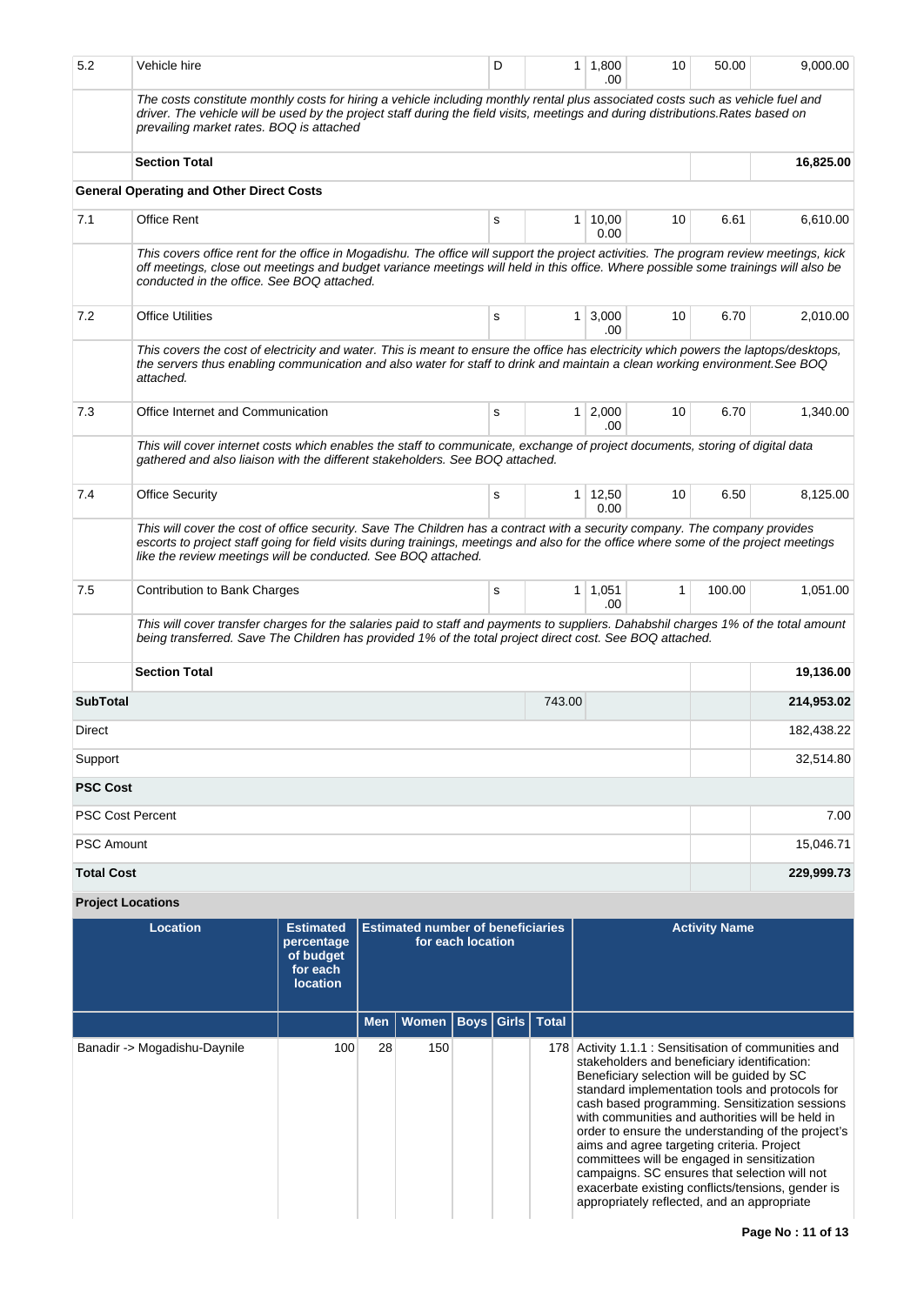| | | | | | | | |
|---|---|---|---|---|---|---|---|
| 5.2 | Vehicle hire | D | 1 | 1,800.00 | 10 | 50.00 | 9,000.00 |
| | *The costs constitute monthly costs for hiring a vehicle including monthly rental plus associated costs such as vehicle fuel and driver. The vehicle will be used by the project staff during the field visits, meetings and during distributions.Rates based on prevailing market rates. BOQ is attached* | | | | | | |
| | **Section Total** | | | | | | **16,825.00** |
| **General Operating and Other Direct Costs** | | | | | | | |
| 7.1 | Office Rent | S | 1 | 10,000.00 | 10 | 6.61 | 6,610.00 |
| | *This covers office rent for the office in Mogadishu. The office will support the project activities. The program review meetings, kick off meetings, close out meetings and budget variance meetings will held in this office. Where possible some trainings will also be conducted in the office. See BOQ attached.* | | | | | | |
| 7.2 | Office Utilities | S | 1 | 3,000.00 | 10 | 6.70 | 2,010.00 |
| | *This covers the cost of electricity and water. This is meant to ensure the office has electricity which powers the laptops/desktops, the servers thus enabling communication and also water for staff to drink and maintain a clean working environment.See BOQ attached.* | | | | | | |
| 7.3 | Office Internet and Communication | S | 1 | 2,000.00 | 10 | 6.70 | 1,340.00 |
| | *This will cover internet costs which enables the staff to communicate, exchange of project documents, storing of digital data gathered and also liaison with the different stakeholders. See BOQ attached.* | | | | | | |
| 7.4 | Office Security | S | 1 | 12,500.00 | 10 | 6.50 | 8,125.00 |
| | *This will cover the cost of office security. Save The Children has a contract with a security company. The company provides escorts to project staff going for field visits during trainings, meetings and also for the office where some of the project meetings like the review meetings will be conducted. See BOQ attached.* | | | | | | |
| 7.5 | Contribution to Bank Charges | S | 1 | 1,051.00 | 1 | 100.00 | 1,051.00 |
| | *This will cover transfer charges for the salaries paid to staff and payments to suppliers. Dahabshil charges 1% of the total amount being transferred. Save The Children has provided 1% of the total project direct cost. See BOQ attached.* | | | | | | |
| | **Section Total** | | | | | | **19,136.00** |
| **SubTotal** | | | 743.00 | | | | **214,953.02** |
| Direct | | | | | | | 182,438.22 |
| Support | | | | | | | 32,514.80 |
| **PSC Cost** | | | | | | | |
| PSC Cost Percent | | | | | | | 7.00 |
| PSC Amount | | | | | | | 15,046.71 |
| **Total Cost** | | | | | | | **229,999.73** |

**Project Locations**

| Location | Estimated percentage of budget for each location | Estimated number of beneficiaries for each location | | | | | Activity Name |
|---|---|---|---|---|---|---|---|
| | | Men | Women | Boys | Girls | Total | |
| Banadir -> Mogadishu-Daynile | 100 | 28 | 150 | | | 178 | Activity 1.1.1 : Sensitisation of communities and stakeholders and beneficiary identification: Beneficiary selection will be guided by SC standard implementation tools and protocols for cash based programming. Sensitization sessions with communities and authorities will be held in order to ensure the understanding of the project's aims and agree targeting criteria. Project committees will be engaged in sensitization campaigns. SC ensures that selection will not exacerbate existing conflicts/tensions, gender is appropriately reflected, and an appropriate |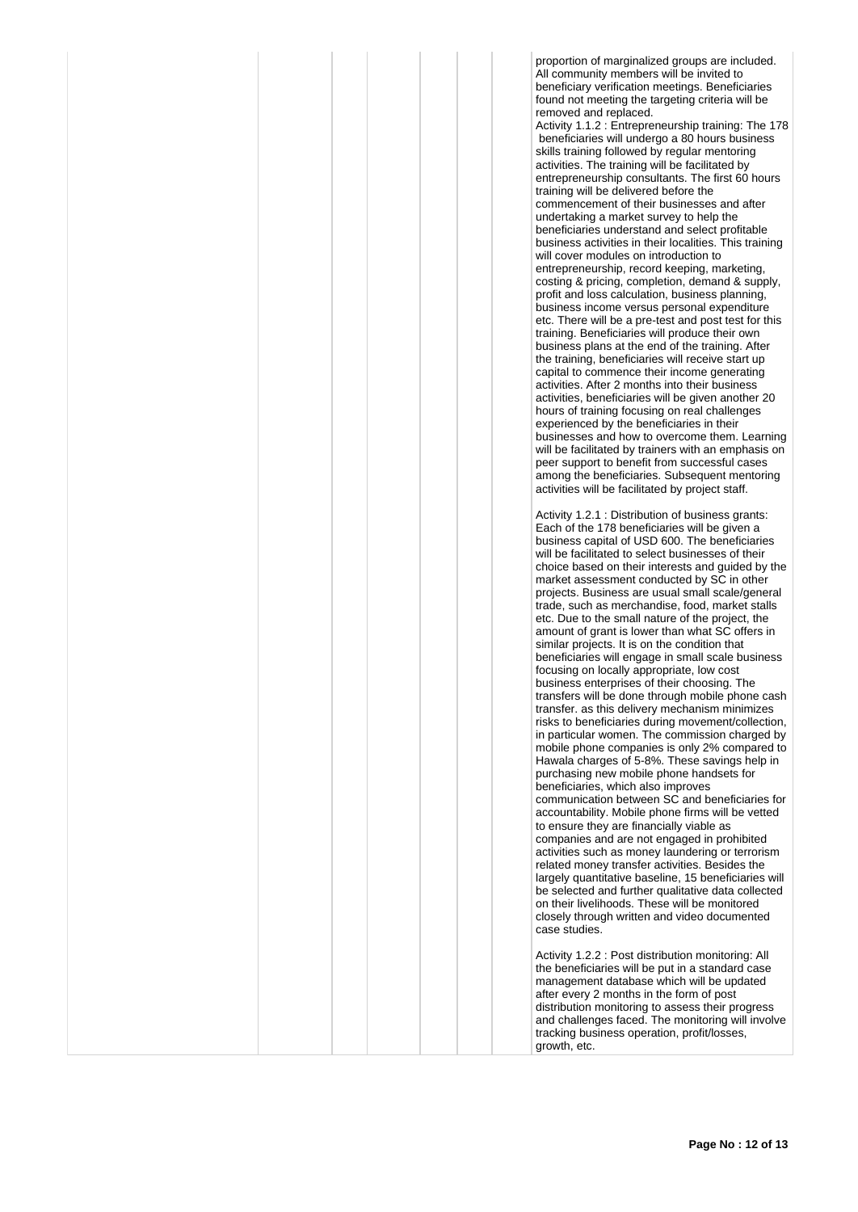proportion of marginalized groups are included. All community members will be invited to beneficiary verification meetings. Beneficiaries found not meeting the targeting criteria will be removed and replaced.

Activity 1.1.2 : Entrepreneurship training: The 178 beneficiaries will undergo a 80 hours business skills training followed by regular mentoring activities. The training will be facilitated by entrepreneurship consultants. The first 60 hours training will be delivered before the commencement of their businesses and after undertaking a market survey to help the beneficiaries understand and select profitable business activities in their localities. This training will cover modules on introduction to entrepreneurship, record keeping, marketing, costing & pricing, completion, demand & supply, profit and loss calculation, business planning, business income versus personal expenditure etc. There will be a pre-test and post test for this training. Beneficiaries will produce their own business plans at the end of the training. After the training, beneficiaries will receive start up capital to commence their income generating activities. After 2 months into their business activities, beneficiaries will be given another 20 hours of training focusing on real challenges experienced by the beneficiaries in their businesses and how to overcome them. Learning will be facilitated by trainers with an emphasis on peer support to benefit from successful cases among the beneficiaries. Subsequent mentoring activities will be facilitated by project staff.

Activity 1.2.1 : Distribution of business grants: Each of the 178 beneficiaries will be given a business capital of USD 600. The beneficiaries will be facilitated to select businesses of their choice based on their interests and guided by the market assessment conducted by SC in other projects. Business are usual small scale/general trade, such as merchandise, food, market stalls etc. Due to the small nature of the project, the amount of grant is lower than what SC offers in similar projects. It is on the condition that beneficiaries will engage in small scale business focusing on locally appropriate, low cost business enterprises of their choosing. The transfers will be done through mobile phone cash transfer. as this delivery mechanism minimizes risks to beneficiaries during movement/collection, in particular women. The commission charged by mobile phone companies is only 2% compared to Hawala charges of 5-8%. These savings help in purchasing new mobile phone handsets for beneficiaries, which also improves communication between SC and beneficiaries for accountability. Mobile phone firms will be vetted to ensure they are financially viable as companies and are not engaged in prohibited activities such as money laundering or terrorism related money transfer activities. Besides the largely quantitative baseline, 15 beneficiaries will be selected and further qualitative data collected on their livelihoods. These will be monitored closely through written and video documented case studies.

Activity 1.2.2 : Post distribution monitoring: All the beneficiaries will be put in a standard case management database which will be updated after every 2 months in the form of post distribution monitoring to assess their progress and challenges faced. The monitoring will involve tracking business operation, profit/losses, growth, etc.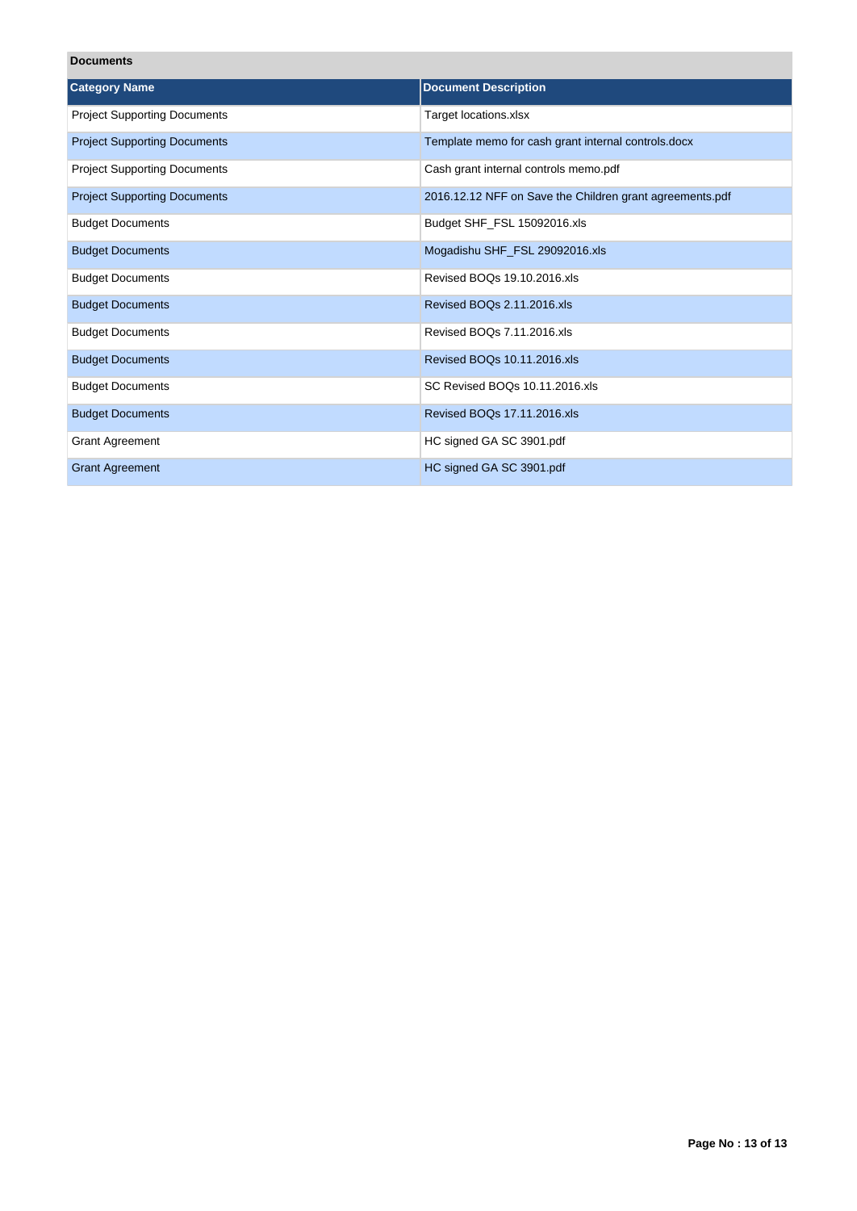**Documents**

| Category Name | Document Description |
| --- | --- |
| Project Supporting Documents | Target locations.xlsx |
| Project Supporting Documents | Template memo for cash grant internal controls.docx |
| Project Supporting Documents | Cash grant internal controls memo.pdf |
| Project Supporting Documents | 2016.12.12 NFF on Save the Children grant agreements.pdf |
| Budget Documents | Budget SHF_FSL 15092016.xls |
| Budget Documents | Mogadishu SHF_FSL 29092016.xls |
| Budget Documents | Revised BOQs 19.10.2016.xls |
| Budget Documents | Revised BOQs 2.11.2016.xls |
| Budget Documents | Revised BOQs 7.11.2016.xls |
| Budget Documents | Revised BOQs 10.11.2016.xls |
| Budget Documents | SC Revised BOQs 10.11.2016.xls |
| Budget Documents | Revised BOQs 17.11.2016.xls |
| Grant Agreement | HC signed GA SC 3901.pdf |
| Grant Agreement | HC signed GA SC 3901.pdf |